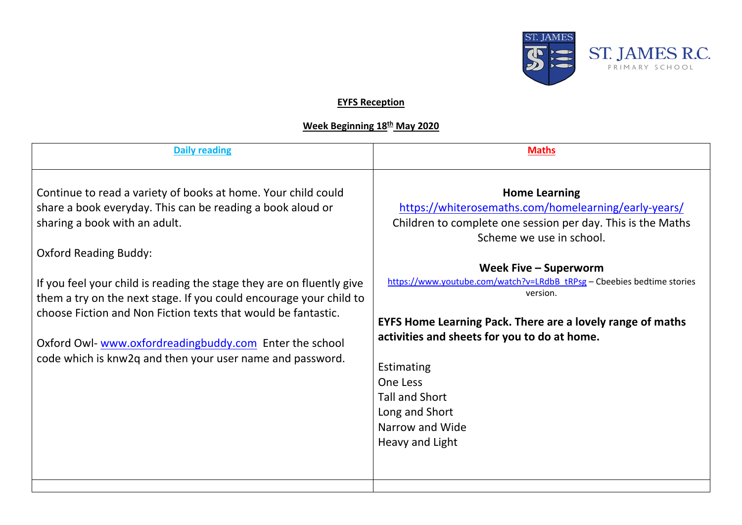ST. JAMES R.C.
PRIMARY SCHOOL

**EYFS Reception**

**Week Beginning 18th May 2020**

| **Daily reading** | **Maths** |
| --- | --- |
| Continue to read a variety of books at home. Your child could share a book everyday. This can be reading a book aloud or sharing a book with an adult.<br><br>Oxford Reading Buddy:<br><br>If you feel your child is reading the stage they are on fluently give them a try on the next stage. If you could encourage your child to choose Fiction and Non Fiction texts that would be fantastic.<br><br>Oxford Owl- www.oxfordreadingbuddy.com Enter the school code which is knw2q and then your user name and password. | **Home Learning**<br>https://whiterosemaths.com/homelearning/early-years/<br>Children to complete one session per day. This is the Maths Scheme we use in school.<br><br>**Week Five – Superworm**<br>https://www.youtube.com/watch?v=LRdbB_tRPsg – Cbeebies bedtime stories version.<br><br>**EYFS Home Learning Pack. There are a lovely range of maths activities and sheets for you to do at home.**<br><br>Estimating<br>One Less<br>Tall and Short<br>Long and Short<br>Narrow and Wide<br>Heavy and Light |
| | |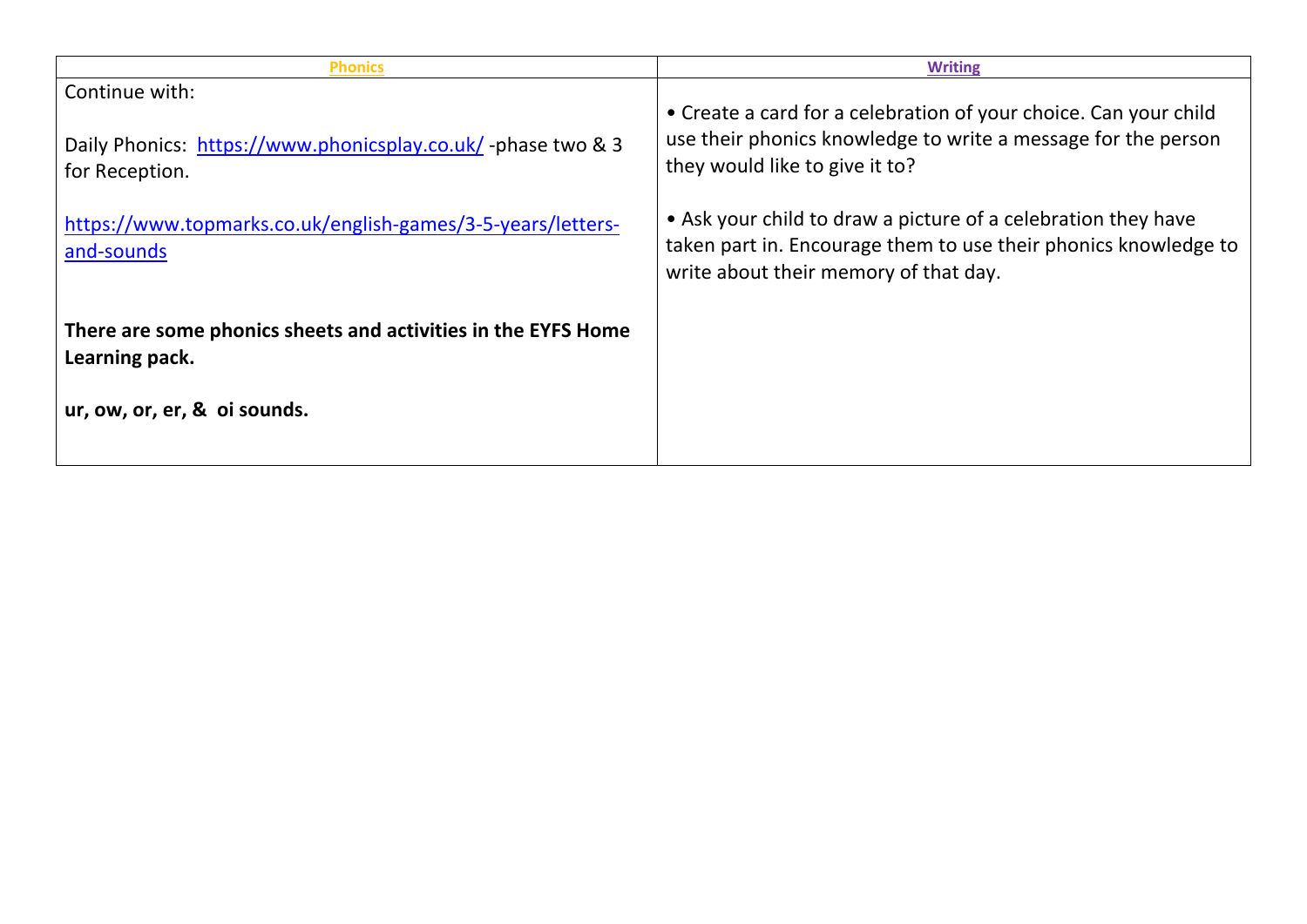| **Phonics** | **Writing** |
| --- | --- |
| Continue with:<br><br>Daily Phonics: https://www.phonicsplay.co.uk/ -phase two & 3 for Reception.<br><br>https://www.topmarks.co.uk/english-games/3-5-years/letters-and-sounds<br><br>**There are some phonics sheets and activities in the EYFS Home Learning pack.**<br><br>**ur, ow, or, er, & oi sounds.** | • Create a card for a celebration of your choice. Can your child use their phonics knowledge to write a message for the person they would like to give it to?<br><br>• Ask your child to draw a picture of a celebration they have taken part in. Encourage them to use their phonics knowledge to write about their memory of that day. |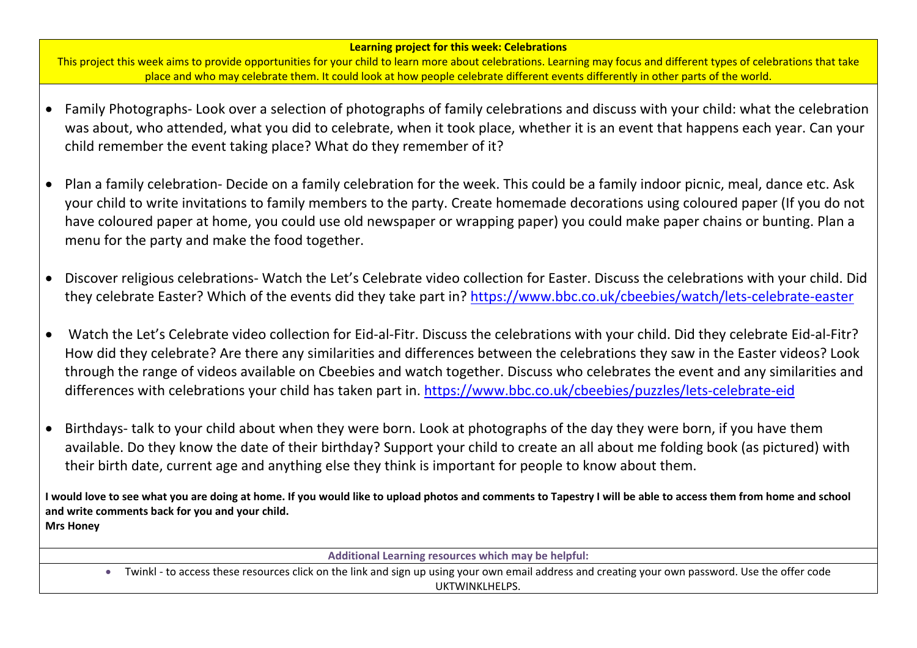**Learning project for this week: Celebrations**

This project this week aims to provide opportunities for your child to learn more about celebrations. Learning may focus and different types of celebrations that take place and who may celebrate them. It could look at how people celebrate different events differently in other parts of the world.

- Family Photographs- Look over a selection of photographs of family celebrations and discuss with your child: what the celebration was about, who attended, what you did to celebrate, when it took place, whether it is an event that happens each year. Can your child remember the event taking place? What do they remember of it?
- Plan a family celebration- Decide on a family celebration for the week. This could be a family indoor picnic, meal, dance etc. Ask your child to write invitations to family members to the party. Create homemade decorations using coloured paper (If you do not have coloured paper at home, you could use old newspaper or wrapping paper) you could make paper chains or bunting. Plan a menu for the party and make the food together.
- Discover religious celebrations- Watch the Let's Celebrate video collection for Easter. Discuss the celebrations with your child. Did they celebrate Easter? Which of the events did they take part in? https://www.bbc.co.uk/cbeebies/watch/lets-celebrate-easter
- Watch the Let's Celebrate video collection for Eid-al-Fitr. Discuss the celebrations with your child. Did they celebrate Eid-al-Fitr? How did they celebrate? Are there any similarities and differences between the celebrations they saw in the Easter videos? Look through the range of videos available on Cbeebies and watch together. Discuss who celebrates the event and any similarities and differences with celebrations your child has taken part in. https://www.bbc.co.uk/cbeebies/puzzles/lets-celebrate-eid
- Birthdays- talk to your child about when they were born. Look at photographs of the day they were born, if you have them available. Do they know the date of their birthday? Support your child to create an all about me folding book (as pictured) with their birth date, current age and anything else they think is important for people to know about them.

**I would love to see what you are doing at home. If you would like to upload photos and comments to Tapestry I will be able to access them from home and school and write comments back for you and your child.**
**Mrs Honey**

**Additional Learning resources which may be helpful:**

- Twinkl - to access these resources click on the link and sign up using your own email address and creating your own password. Use the offer code UKTWINKLHELPS.